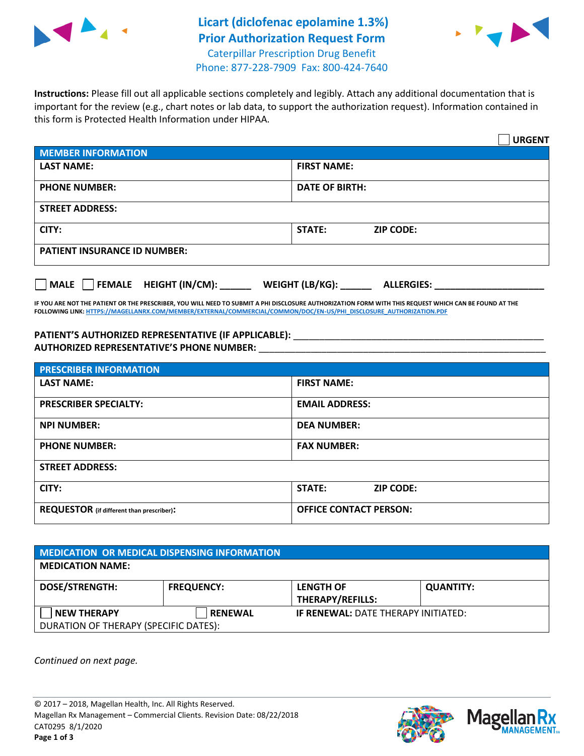# Licart (diclofenac epolamine 1.3%) Prior Authorization Request Form

Caterpillar Prescription Drug Benefit
Phone: 877-228-7909 Fax: 800-424-7640

**Instructions:** Please fill out all applicable sections completely and legibly. Attach any additional documentation that is important for the review (e.g., chart notes or lab data, to support the authorization request). Information contained in this form is Protected Health Information under HIPAA.

☐ **URGENT**

| **MEMBER INFORMATION** | |
|---|---|
| **LAST NAME:** | **FIRST NAME:** |
| **PHONE NUMBER:** | **DATE OF BIRTH:** |
| **STREET ADDRESS:** | |
| **CITY:** | **STATE:** **ZIP CODE:** |
| **PATIENT INSURANCE ID NUMBER:** | |

☐ **MALE** ☐ **FEMALE** **HEIGHT (IN/CM):** ______ **WEIGHT (LB/KG):** ______ **ALLERGIES:** ____________________

**IF YOU ARE NOT THE PATIENT OR THE PRESCRIBER, YOU WILL NEED TO SUBMIT A PHI DISCLOSURE AUTHORIZATION FORM WITH THIS REQUEST WHICH CAN BE FOUND AT THE FOLLOWING LINK: HTTPS://MAGELLANRX.COM/MEMBER/EXTERNAL/COMMERCIAL/COMMON/DOC/EN-US/PHI_DISCLOSURE_AUTHORIZATION.PDF**

**PATIENT'S AUTHORIZED REPRESENTATIVE (IF APPLICABLE):** ____________________________________________
**AUTHORIZED REPRESENTATIVE'S PHONE NUMBER:** ____________________________________________

| **PRESCRIBER INFORMATION** | |
|---|---|
| **LAST NAME:** | **FIRST NAME:** |
| **PRESCRIBER SPECIALTY:** | **EMAIL ADDRESS:** |
| **NPI NUMBER:** | **DEA NUMBER:** |
| **PHONE NUMBER:** | **FAX NUMBER:** |
| **STREET ADDRESS:** | |
| **CITY:** | **STATE:** **ZIP CODE:** |
| **REQUESTOR** (if different than prescriber)**:** | **OFFICE CONTACT PERSON:** |

| **MEDICATION OR MEDICAL DISPENSING INFORMATION** | | | |
|---|---|---|---|
| **MEDICATION NAME:** | | | |
| **DOSE/STRENGTH:** | **FREQUENCY:** | **LENGTH OF THERAPY/REFILLS:** | **QUANTITY:** |
| ☐ **NEW THERAPY** | ☐ **RENEWAL** | **IF RENEWAL:** DATE THERAPY INITIATED: | |
| DURATION OF THERAPY (SPECIFIC DATES): | | | |

*Continued on next page.*

© 2017 – 2018, Magellan Health, Inc. All Rights Reserved.
Magellan Rx Management – Commercial Clients. Revision Date: 08/22/2018
CAT0295 8/1/2020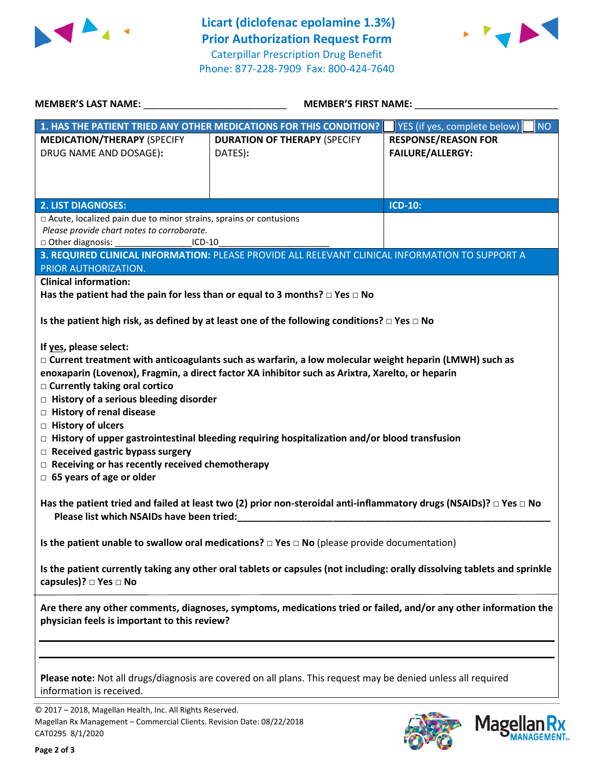# Licart (diclofenac epolamine 1.3%)
# Prior Authorization Request Form

Caterpillar Prescription Drug Benefit
Phone: 877-228-7909 Fax: 800-424-7640

**MEMBER'S LAST NAME:** ___________________________ **MEMBER'S FIRST NAME:** ___________________________

| **1. HAS THE PATIENT TRIED ANY OTHER MEDICATIONS FOR THIS CONDITION?** | | ☐ YES (if yes, complete below) ☐ NO |
|---|---|---|
| **MEDICATION/THERAPY** (SPECIFY DRUG NAME AND DOSAGE): | **DURATION OF THERAPY** (SPECIFY DATES): | **RESPONSE/REASON FOR FAILURE/ALLERGY:** |
| | | |

| **2. LIST DIAGNOSES:** | **ICD-10:** |
|---|---|
| □ Acute, localized pain due to minor strains, sprains or contusions<br>*Please provide chart notes to corroborate.*<br>□ Other diagnosis: _______________ICD-10_____________________ | |

**3. REQUIRED CLINICAL INFORMATION:** PLEASE PROVIDE ALL RELEVANT CLINICAL INFORMATION TO SUPPORT A PRIOR AUTHORIZATION.

**Clinical information:**

**Has the patient had the pain for less than or equal to 3 months?** □ **Yes** □ **No**

**Is the patient high risk, as defined by at least one of the following conditions?** □ **Yes** □ **No**

**If yes, please select:**

□ **Current treatment with anticoagulants such as warfarin, a low molecular weight heparin (LMWH) such as enoxaparin (Lovenox), Fragmin, a direct factor XA inhibitor such as Arixtra, Xarelto, or heparin**
□ **Currently taking oral cortico**
□ **History of a serious bleeding disorder**
□ **History of renal disease**
□ **History of ulcers**
□ **History of upper gastrointestinal bleeding requiring hospitalization and/or blood transfusion**
□ **Received gastric bypass surgery**
□ **Receiving or has recently received chemotherapy**
□ **65 years of age or older**

**Has the patient tried and failed at least two (2) prior non-steroidal anti-inflammatory drugs (NSAIDs)?** □ **Yes** □ **No**
**Please list which NSAIDs have been tried:**_______________________________________________________________

**Is the patient unable to swallow oral medications?** □ **Yes** □ **No** (please provide documentation)

**Is the patient currently taking any other oral tablets or capsules (not including: orally dissolving tablets and sprinkle capsules)?** □ **Yes** □ **No**

**Are there any other comments, diagnoses, symptoms, medications tried or failed, and/or any other information the physician feels is important to this review?**

_______________________________________________________________

_______________________________________________________________

**Please note:** Not all drugs/diagnosis are covered on all plans. This request may be denied unless all required information is received.

© 2017 – 2018, Magellan Health, Inc. All Rights Reserved.
Magellan Rx Management – Commercial Clients. Revision Date: 08/22/2018
CAT0295 8/1/2020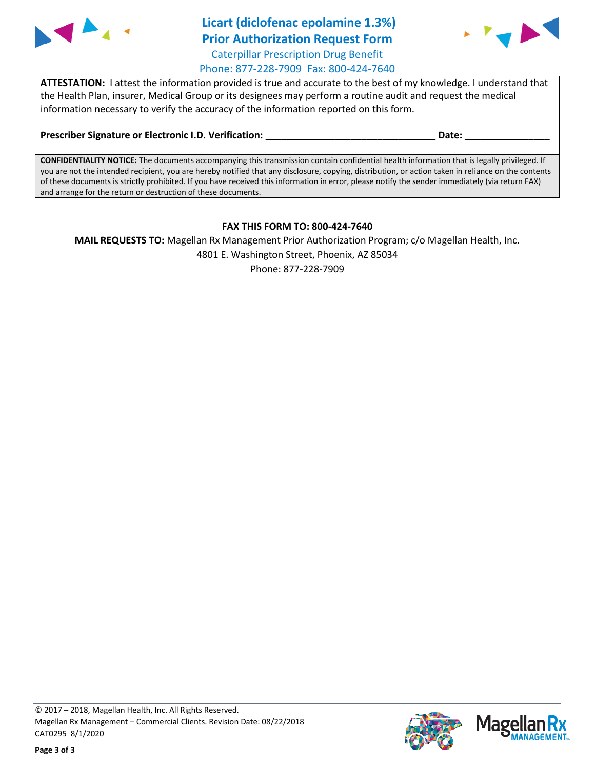# Licart (diclofenac epolamine 1.3%) Prior Authorization Request Form

Caterpillar Prescription Drug Benefit

Phone: 877-228-7909 Fax: 800-424-7640

**ATTESTATION:** I attest the information provided is true and accurate to the best of my knowledge. I understand that the Health Plan, insurer, Medical Group or its designees may perform a routine audit and request the medical information necessary to verify the accuracy of the information reported on this form.

**Prescriber Signature or Electronic I.D. Verification:** ________________________________ **Date:** ________________

**CONFIDENTIALITY NOTICE:** The documents accompanying this transmission contain confidential health information that is legally privileged. If you are not the intended recipient, you are hereby notified that any disclosure, copying, distribution, or action taken in reliance on the contents of these documents is strictly prohibited. If you have received this information in error, please notify the sender immediately (via return FAX) and arrange for the return or destruction of these documents.

**FAX THIS FORM TO: 800-424-7640**

**MAIL REQUESTS TO:** Magellan Rx Management Prior Authorization Program; c/o Magellan Health, Inc.
4801 E. Washington Street, Phoenix, AZ 85034
Phone: 877-228-7909

© 2017 – 2018, Magellan Health, Inc. All Rights Reserved.
Magellan Rx Management – Commercial Clients. Revision Date: 08/22/2018
CAT0295 8/1/2020